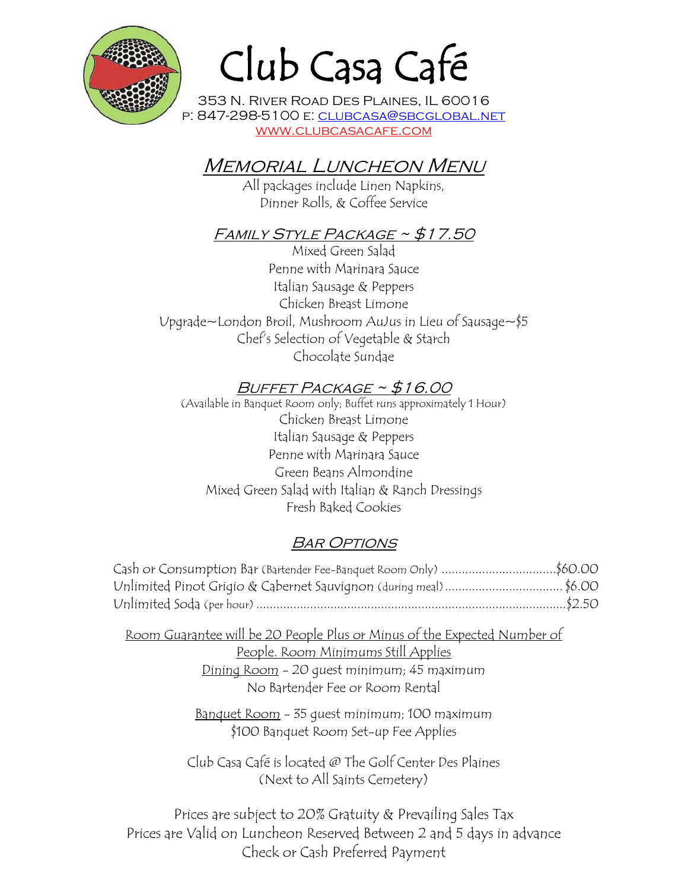# Club Casa Café

353 N. River Road Des Plaines, IL 60016
P: 847-298-5100 E: clubcasa@sbcglobal.net
www.clubcasacafe.com

## Memorial Luncheon Menu

All packages include Linen Napkins,
Dinner Rolls, & Coffee Service

### Family Style Package ~ $17.50

Mixed Green Salad
Penne with Marinara Sauce
Italian Sausage & Peppers
Chicken Breast Limone
Upgrade~London Broil, Mushroom AuJus in Lieu of Sausage~$5
Chef's Selection of Vegetable & Starch
Chocolate Sundae

### Buffet Package ~ $16.00

(Available in Banquet Room only; Buffet runs approximately 1 Hour)
Chicken Breast Limone
Italian Sausage & Peppers
Penne with Marinara Sauce
Green Beans Almondine
Mixed Green Salad with Italian & Ranch Dressings
Fresh Baked Cookies

### Bar Options

Cash or Consumption Bar (Bartender Fee-Banquet Room Only) .................................$60.00
Unlimited Pinot Grigio & Cabernet Sauvignon (during meal) .................................. $6.00
Unlimited Soda (per hour) ..........................................................................................$2.50

Room Guarantee will be 20 People Plus or Minus of the Expected Number of People. Room Minimums Still Applies

Dining Room - 20 guest minimum; 45 maximum
No Bartender Fee or Room Rental

Banquet Room - 35 guest minimum; 100 maximum
$100 Banquet Room Set-up Fee Applies

Club Casa Café is located @ The Golf Center Des Plaines
(Next to All Saints Cemetery)

Prices are subject to 20% Gratuity & Prevailing Sales Tax
Prices are Valid on Luncheon Reserved Between 2 and 5 days in advance
Check or Cash Preferred Payment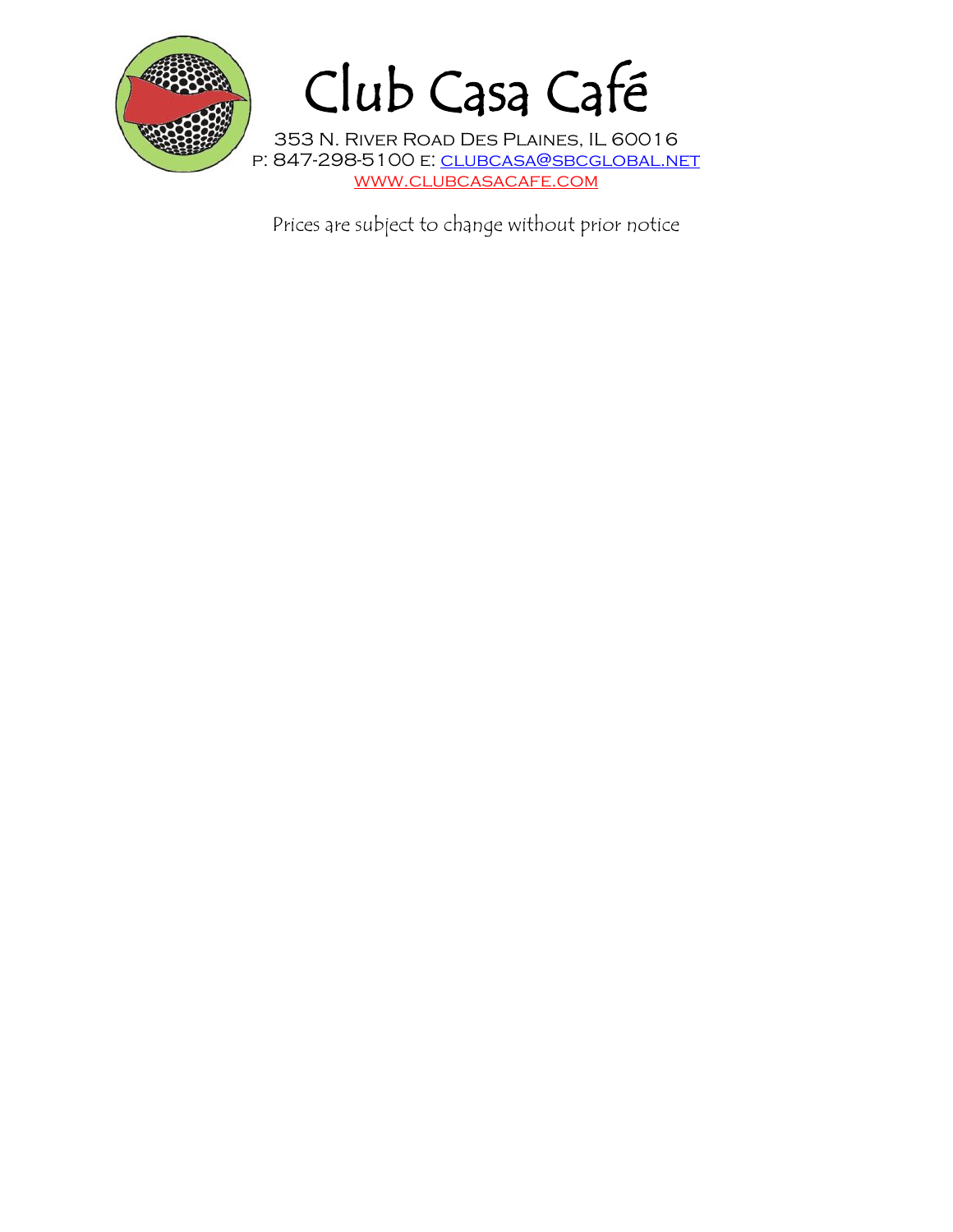# Club Casa Café

353 N. River Road Des Plaines, IL 60016
p: 847-298-5100 e: clubcasa@sbcglobal.net
www.clubcasacafe.com

Prices are subject to change without prior notice